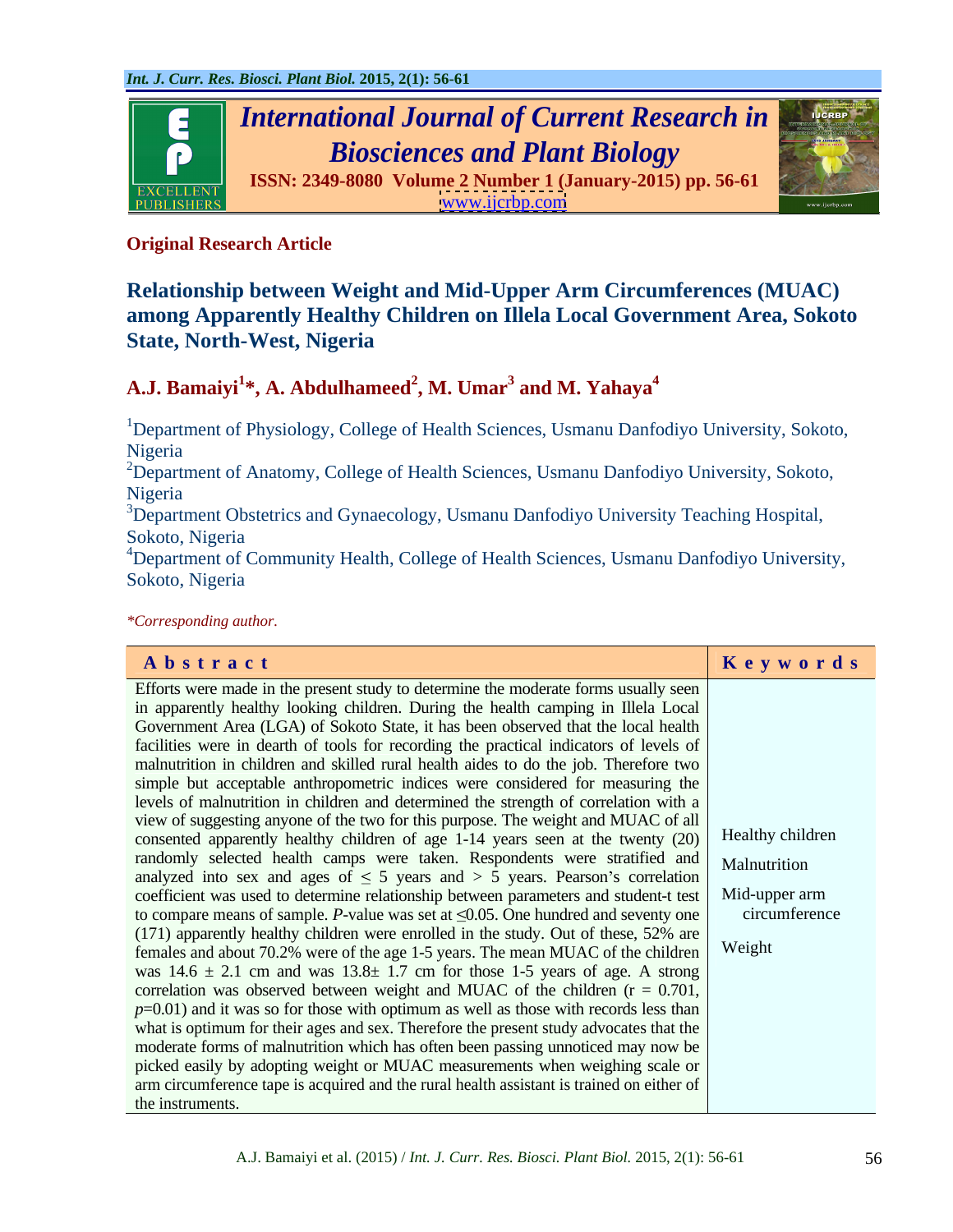**Original Research Article**

# Relationship between Weight and Mid-Upper Arm Circumferences (MUAC) among Apparently Healthy Children on Illela Local Government Area, Sokoto State, North-West, Nigeria

**A.J. Bamaiyi[1]*, A. Abdulhameed[2], M. Umar[3] and M. Yahaya[4]**

[1]Department of Physiology, College of Health Sciences, Usmanu Danfodiyo University, Sokoto, Nigeria

[2]Department of Anatomy, College of Health Sciences, Usmanu Danfodiyo University, Sokoto, Nigeria

[3]Department Obstetrics and Gynaecology, Usmanu Danfodiyo University Teaching Hospital, Sokoto, Nigeria

[4]Department of Community Health, College of Health Sciences, Usmanu Danfodiyo University, Sokoto, Nigeria

*\*Corresponding author.*

## Abstract

Efforts were made in the present study to determine the moderate forms usually seen in apparently healthy looking children. During the health camping in Illela Local Government Area (LGA) of Sokoto State, it has been observed that the local health facilities were in dearth of tools for recording the practical indicators of levels of malnutrition in children and skilled rural health aides to do the job. Therefore two simple but acceptable anthropometric indices were considered for measuring the levels of malnutrition in children and determined the strength of correlation with a view of suggesting anyone of the two for this purpose. The weight and MUAC of all consented apparently healthy children of age 1-14 years seen at the twenty (20) randomly selected health camps were taken. Respondents were stratified and analyzed into sex and ages of $\leq$ 5 years and > 5 years. Pearson's correlation coefficient was used to determine relationship between parameters and student-t test to compare means of sample. *P*-value was set at $\leq$0.05. One hundred and seventy one (171) apparently healthy children were enrolled in the study. Out of these, 52% are females and about 70.2% were of the age 1-5 years. The mean MUAC of the children was 14.6 ± 2.1 cm and was 13.8± 1.7 cm for those 1-5 years of age. A strong correlation was observed between weight and MUAC of the children (r = 0.701, *p*=0.01) and it was so for those with optimum as well as those with records less than what is optimum for their ages and sex. Therefore the present study advocates that the moderate forms of malnutrition which has often been passing unnoticed may now be picked easily by adopting weight or MUAC measurements when weighing scale or arm circumference tape is acquired and the rural health assistant is trained on either of the instruments.

## Keywords

Healthy children

Malnutrition

Mid-upper arm circumference

Weight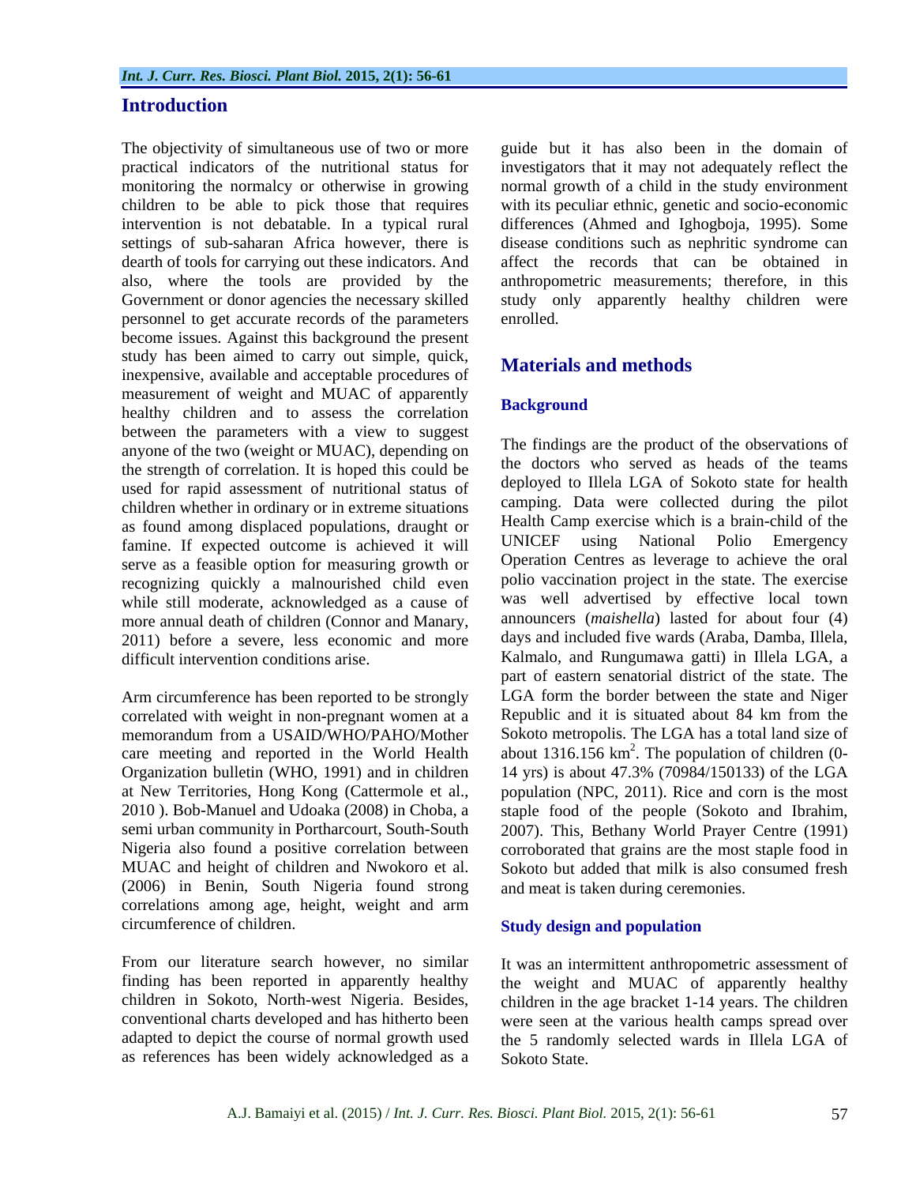## Introduction

The objectivity of simultaneous use of two or more practical indicators of the nutritional status for monitoring the normalcy or otherwise in growing children to be able to pick those that requires intervention is not debatable. In a typical rural settings of sub-saharan Africa however, there is dearth of tools for carrying out these indicators. And also, where the tools are provided by the Government or donor agencies the necessary skilled personnel to get accurate records of the parameters become issues. Against this background the present study has been aimed to carry out simple, quick, inexpensive, available and acceptable procedures of measurement of weight and MUAC of apparently healthy children and to assess the correlation between the parameters with a view to suggest anyone of the two (weight or MUAC), depending on the strength of correlation. It is hoped this could be used for rapid assessment of nutritional status of children whether in ordinary or in extreme situations as found among displaced populations, draught or famine. If expected outcome is achieved it will serve as a feasible option for measuring growth or recognizing quickly a malnourished child even while still moderate, acknowledged as a cause of more annual death of children (Connor and Manary, 2011) before a severe, less economic and more difficult intervention conditions arise.

Arm circumference has been reported to be strongly correlated with weight in non-pregnant women at a memorandum from a USAID/WHO/PAHO/Mother care meeting and reported in the World Health Organization bulletin (WHO, 1991) and in children at New Territories, Hong Kong (Cattermole et al., 2010 ). Bob-Manuel and Udoaka (2008) in Choba, a semi urban community in Portharcourt, South-South Nigeria also found a positive correlation between MUAC and height of children and Nwokoro et al. (2006) in Benin, South Nigeria found strong correlations among age, height, weight and arm circumference of children.

From our literature search however, no similar finding has been reported in apparently healthy children in Sokoto, North-west Nigeria. Besides, conventional charts developed and has hitherto been adapted to depict the course of normal growth used as references has been widely acknowledged as a guide but it has also been in the domain of investigators that it may not adequately reflect the normal growth of a child in the study environment with its peculiar ethnic, genetic and socio-economic differences (Ahmed and Ighogboja, 1995). Some disease conditions such as nephritic syndrome can affect the records that can be obtained in anthropometric measurements; therefore, in this study only apparently healthy children were enrolled.

## Materials and methods

### Background

The findings are the product of the observations of the doctors who served as heads of the teams deployed to Illela LGA of Sokoto state for health camping. Data were collected during the pilot Health Camp exercise which is a brain-child of the UNICEF using National Polio Emergency Operation Centres as leverage to achieve the oral polio vaccination project in the state. The exercise was well advertised by effective local town announcers (*maishella*) lasted for about four (4) days and included five wards (Araba, Damba, Illela, Kalmalo, and Rungumawa gatti) in Illela LGA, a part of eastern senatorial district of the state. The LGA form the border between the state and Niger Republic and it is situated about 84 km from the Sokoto metropolis. The LGA has a total land size of about 1316.156 km$^2$. The population of children (0-14 yrs) is about 47.3% (70984/150133) of the LGA population (NPC, 2011). Rice and corn is the most staple food of the people (Sokoto and Ibrahim, 2007). This, Bethany World Prayer Centre (1991) corroborated that grains are the most staple food in Sokoto but added that milk is also consumed fresh and meat is taken during ceremonies.

### Study design and population

It was an intermittent anthropometric assessment of the weight and MUAC of apparently healthy children in the age bracket 1-14 years. The children were seen at the various health camps spread over the 5 randomly selected wards in Illela LGA of Sokoto State.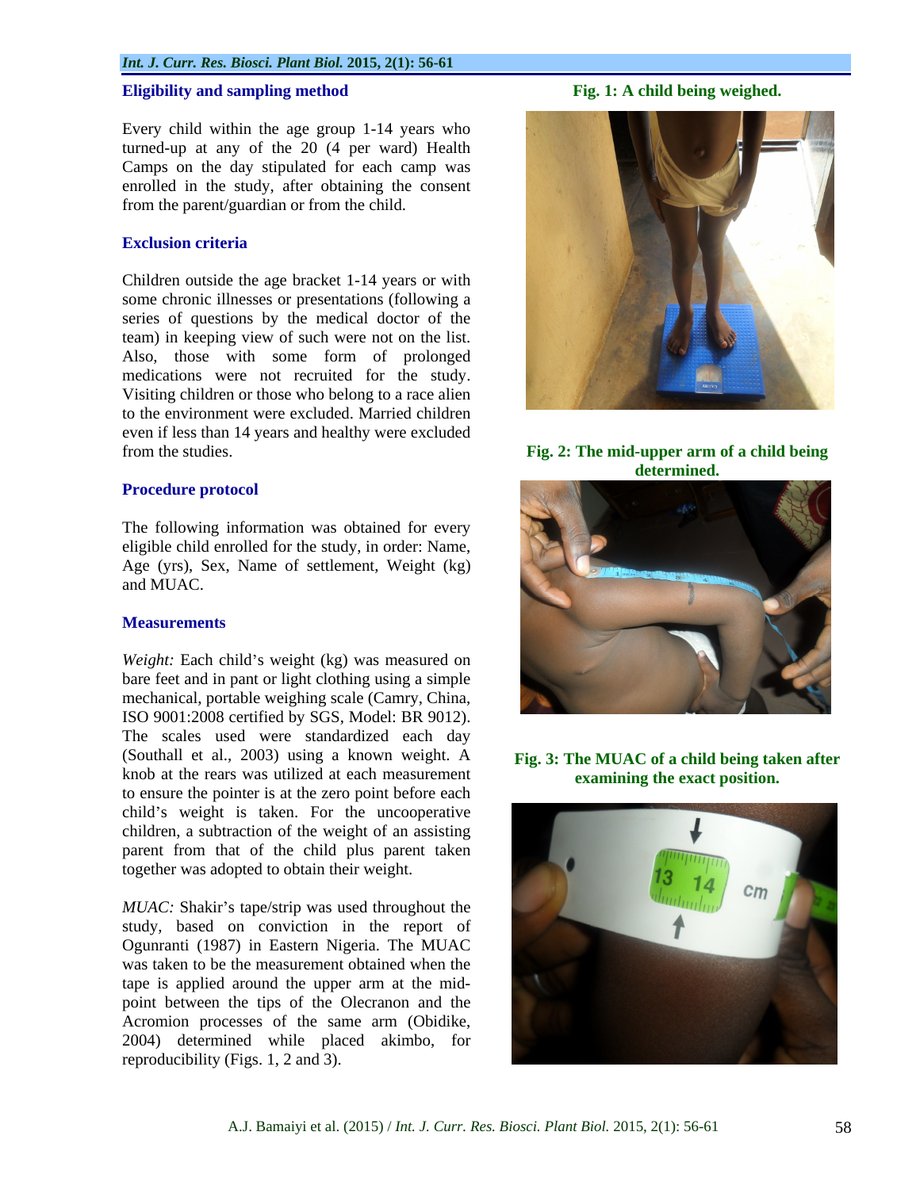### Eligibility and sampling method

Every child within the age group 1-14 years who turned-up at any of the 20 (4 per ward) Health Camps on the day stipulated for each camp was enrolled in the study, after obtaining the consent from the parent/guardian or from the child.

### Exclusion criteria

Children outside the age bracket 1-14 years or with some chronic illnesses or presentations (following a series of questions by the medical doctor of the team) in keeping view of such were not on the list. Also, those with some form of prolonged medications were not recruited for the study. Visiting children or those who belong to a race alien to the environment were excluded. Married children even if less than 14 years and healthy were excluded from the studies.

### Procedure protocol

The following information was obtained for every eligible child enrolled for the study, in order: Name, Age (yrs), Sex, Name of settlement, Weight (kg) and MUAC.

### Measurements

*Weight:* Each child's weight (kg) was measured on bare feet and in pant or light clothing using a simple mechanical, portable weighing scale (Camry, China, ISO 9001:2008 certified by SGS, Model: BR 9012). The scales used were standardized each day (Southall et al., 2003) using a known weight. A knob at the rears was utilized at each measurement to ensure the pointer is at the zero point before each child's weight is taken. For the uncooperative children, a subtraction of the weight of an assisting parent from that of the child plus parent taken together was adopted to obtain their weight.

*MUAC:* Shakir's tape/strip was used throughout the study, based on conviction in the report of Ogunranti (1987) in Eastern Nigeria. The MUAC was taken to be the measurement obtained when the tape is applied around the upper arm at the mid-point between the tips of the Olecranon and the Acromion processes of the same arm (Obidike, 2004) determined while placed akimbo, for reproducibility (Figs. 1, 2 and 3).

**Fig. 1: A child being weighed.**

**Fig. 2: The mid-upper arm of a child being determined.**

**Fig. 3: The MUAC of a child being taken after examining the exact position.**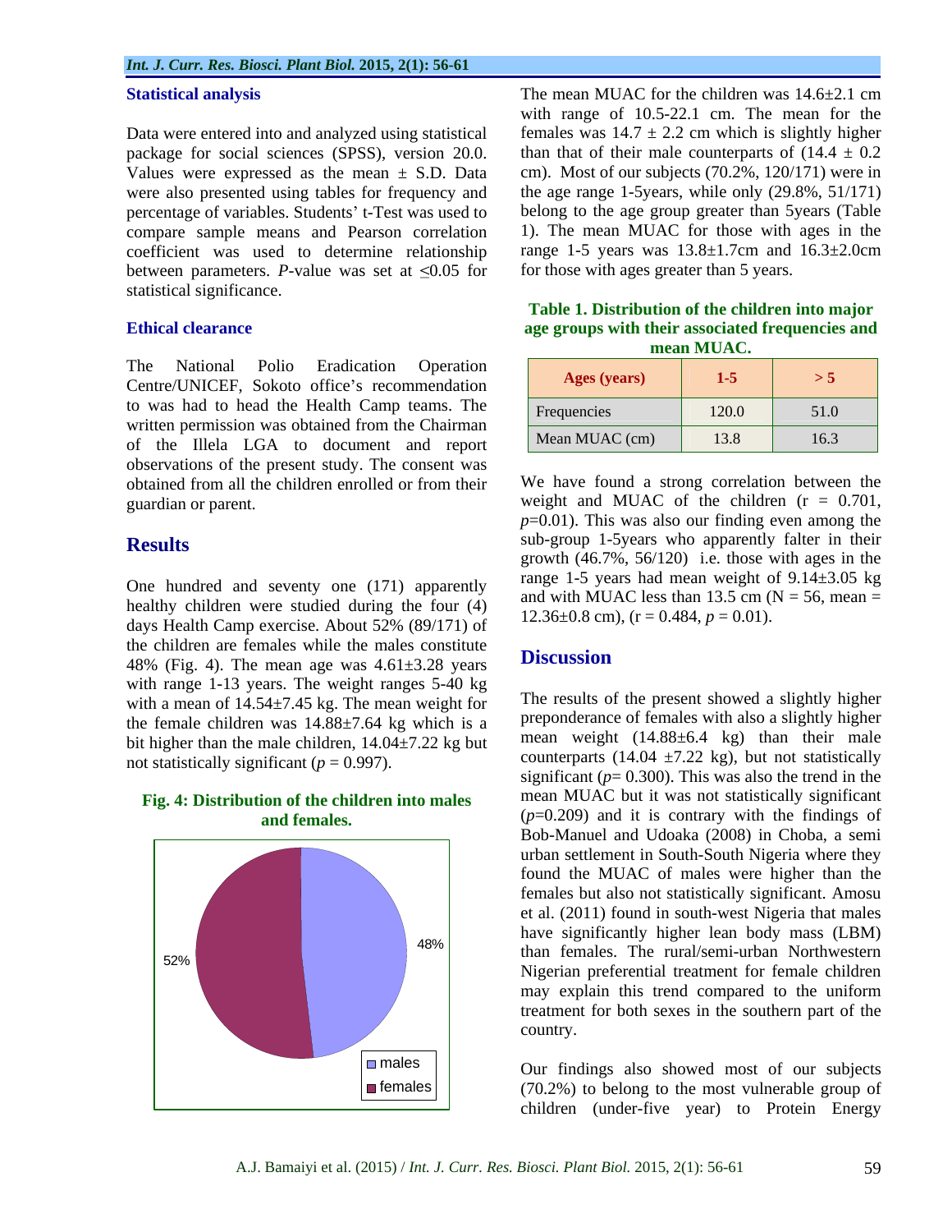### Statistical analysis

Data were entered into and analyzed using statistical package for social sciences (SPSS), version 20.0. Values were expressed as the mean ± S.D. Data were also presented using tables for frequency and percentage of variables. Students' t-Test was used to compare sample means and Pearson correlation coefficient was used to determine relationship between parameters. *P*-value was set at ≤0.05 for statistical significance.

### Ethical clearance

The National Polio Eradication Operation Centre/UNICEF, Sokoto office's recommendation to was had to head the Health Camp teams. The written permission was obtained from the Chairman of the Illela LGA to document and report observations of the present study. The consent was obtained from all the children enrolled or from their guardian or parent.

## Results

One hundred and seventy one (171) apparently healthy children were studied during the four (4) days Health Camp exercise. About 52% (89/171) of the children are females while the males constitute 48% (Fig. 4). The mean age was 4.61±3.28 years with range 1-13 years. The weight ranges 5-40 kg with a mean of 14.54±7.45 kg. The mean weight for the female children was 14.88±7.64 kg which is a bit higher than the male children, 14.04±7.22 kg but not statistically significant ($p$ = 0.997).

**Fig. 4: Distribution of the children into males and females.**

The mean MUAC for the children was 14.6±2.1 cm with range of 10.5-22.1 cm. The mean for the females was 14.7 ± 2.2 cm which is slightly higher than that of their male counterparts of (14.4 ± 0.2 cm). Most of our subjects (70.2%, 120/171) were in the age range 1-5years, while only (29.8%, 51/171) belong to the age group greater than 5years (Table 1). The mean MUAC for those with ages in the range 1-5 years was 13.8±1.7cm and 16.3±2.0cm for those with ages greater than 5 years.

**Table 1. Distribution of the children into major age groups with their associated frequencies and mean MUAC.**

| Ages (years) | 1-5 | > 5 |
|---|---|---|
| Frequencies | 120.0 | 51.0 |
| Mean MUAC (cm) | 13.8 | 16.3 |

We have found a strong correlation between the weight and MUAC of the children (r = 0.701, $p$=0.01). This was also our finding even among the sub-group 1-5years who apparently falter in their growth (46.7%, 56/120) i.e. those with ages in the range 1-5 years had mean weight of 9.14±3.05 kg and with MUAC less than 13.5 cm (N = 56, mean = 12.36±0.8 cm), (r = 0.484, $p$ = 0.01).

## Discussion

The results of the present showed a slightly higher preponderance of females with also a slightly higher mean weight (14.88±6.4 kg) than their male counterparts (14.04 ±7.22 kg), but not statistically significant ($p$= 0.300). This was also the trend in the mean MUAC but it was not statistically significant ($p$=0.209) and it is contrary with the findings of Bob-Manuel and Udoaka (2008) in Choba, a semi urban settlement in South-South Nigeria where they found the MUAC of males were higher than the females but also not statistically significant. Amosu et al. (2011) found in south-west Nigeria that males have significantly higher lean body mass (LBM) than females. The rural/semi-urban Northwestern Nigerian preferential treatment for female children may explain this trend compared to the uniform treatment for both sexes in the southern part of the country.

Our findings also showed most of our subjects (70.2%) to belong to the most vulnerable group of children (under-five year) to Protein Energy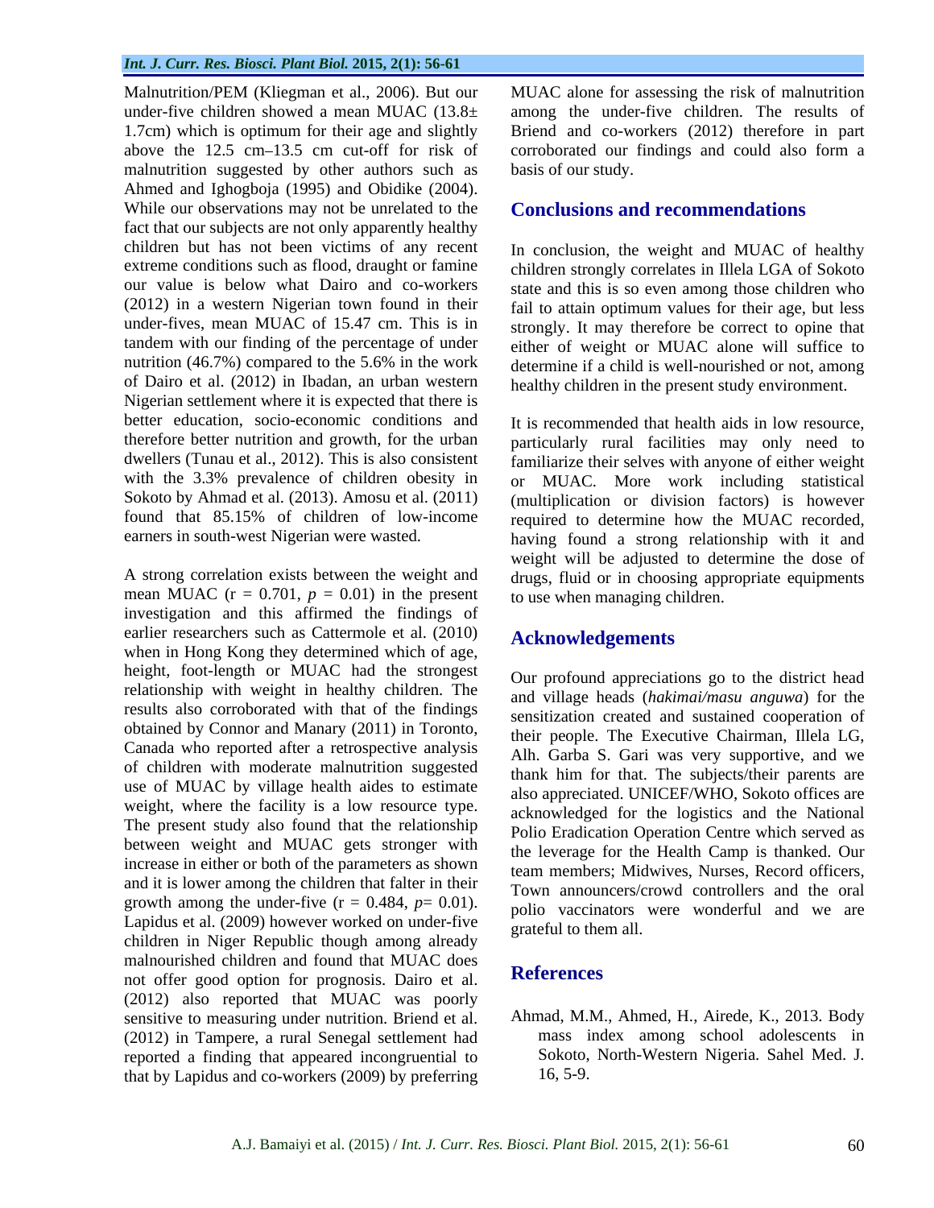Malnutrition/PEM (Kliegman et al., 2006). But our under-five children showed a mean MUAC (13.8± 1.7cm) which is optimum for their age and slightly above the 12.5 cm–13.5 cm cut-off for risk of malnutrition suggested by other authors such as Ahmed and Ighogboja (1995) and Obidike (2004). While our observations may not be unrelated to the fact that our subjects are not only apparently healthy children but has not been victims of any recent extreme conditions such as flood, draught or famine our value is below what Dairo and co-workers (2012) in a western Nigerian town found in their under-fives, mean MUAC of 15.47 cm. This is in tandem with our finding of the percentage of under nutrition (46.7%) compared to the 5.6% in the work of Dairo et al. (2012) in Ibadan, an urban western Nigerian settlement where it is expected that there is better education, socio-economic conditions and therefore better nutrition and growth, for the urban dwellers (Tunau et al., 2012). This is also consistent with the 3.3% prevalence of children obesity in Sokoto by Ahmad et al. (2013). Amosu et al. (2011) found that 85.15% of children of low-income earners in south-west Nigerian were wasted.

A strong correlation exists between the weight and mean MUAC ($r = 0.701$, $p = 0.01$) in the present investigation and this affirmed the findings of earlier researchers such as Cattermole et al. (2010) when in Hong Kong they determined which of age, height, foot-length or MUAC had the strongest relationship with weight in healthy children. The results also corroborated with that of the findings obtained by Connor and Manary (2011) in Toronto, Canada who reported after a retrospective analysis of children with moderate malnutrition suggested use of MUAC by village health aides to estimate weight, where the facility is a low resource type. The present study also found that the relationship between weight and MUAC gets stronger with increase in either or both of the parameters as shown and it is lower among the children that falter in their growth among the under-five ($r = 0.484$, $p = 0.01$). Lapidus et al. (2009) however worked on under-five children in Niger Republic though among already malnourished children and found that MUAC does not offer good option for prognosis. Dairo et al. (2012) also reported that MUAC was poorly sensitive to measuring under nutrition. Briend et al. (2012) in Tampere, a rural Senegal settlement had reported a finding that appeared incongruential to that by Lapidus and co-workers (2009) by preferring MUAC alone for assessing the risk of malnutrition among the under-five children. The results of Briend and co-workers (2012) therefore in part corroborated our findings and could also form a basis of our study.

## Conclusions and recommendations

In conclusion, the weight and MUAC of healthy children strongly correlates in Illela LGA of Sokoto state and this is so even among those children who fail to attain optimum values for their age, but less strongly. It may therefore be correct to opine that either of weight or MUAC alone will suffice to determine if a child is well-nourished or not, among healthy children in the present study environment.

It is recommended that health aids in low resource, particularly rural facilities may only need to familiarize their selves with anyone of either weight or MUAC. More work including statistical (multiplication or division factors) is however required to determine how the MUAC recorded, having found a strong relationship with it and weight will be adjusted to determine the dose of drugs, fluid or in choosing appropriate equipments to use when managing children.

## Acknowledgements

Our profound appreciations go to the district head and village heads (*hakimai/masu anguwa*) for the sensitization created and sustained cooperation of their people. The Executive Chairman, Illela LG, Alh. Garba S. Gari was very supportive, and we thank him for that. The subjects/their parents are also appreciated. UNICEF/WHO, Sokoto offices are acknowledged for the logistics and the National Polio Eradication Operation Centre which served as the leverage for the Health Camp is thanked. Our team members; Midwives, Nurses, Record officers, Town announcers/crowd controllers and the oral polio vaccinators were wonderful and we are grateful to them all.

## References

Ahmad, M.M., Ahmed, H., Airede, K., 2013. Body mass index among school adolescents in Sokoto, North-Western Nigeria. Sahel Med. J. 16, 5-9.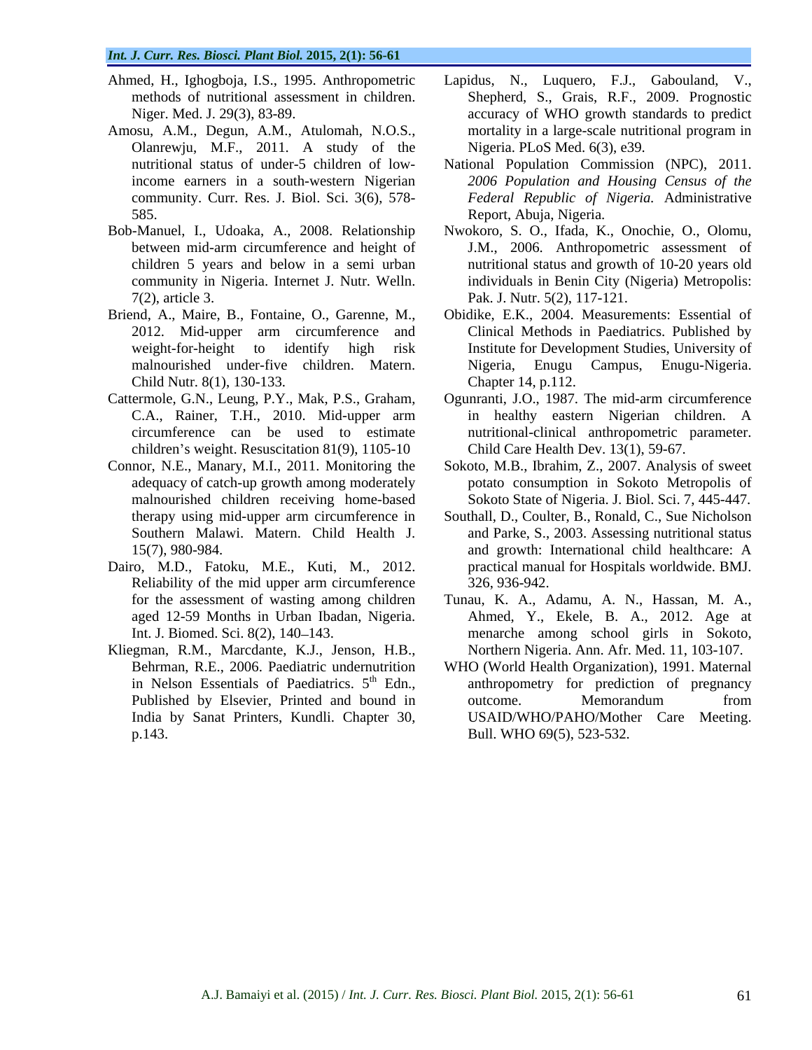Ahmed, H., Ighogboja, I.S., 1995. Anthropometric methods of nutritional assessment in children. Niger. Med. J. 29(3), 83-89.

Amosu, A.M., Degun, A.M., Atulomah, N.O.S., Olanrewju, M.F., 2011. A study of the nutritional status of under-5 children of low-income earners in a south-western Nigerian community. Curr. Res. J. Biol. Sci. 3(6), 578-585.

Bob-Manuel, I., Udoaka, A., 2008. Relationship between mid-arm circumference and height of children 5 years and below in a semi urban community in Nigeria. Internet J. Nutr. Welln. 7(2), article 3.

Briend, A., Maire, B., Fontaine, O., Garenne, M., 2012. Mid-upper arm circumference and weight-for-height to identify high risk malnourished under-five children. Matern. Child Nutr. 8(1), 130-133.

Cattermole, G.N., Leung, P.Y., Mak, P.S., Graham, C.A., Rainer, T.H., 2010. Mid-upper arm circumference can be used to estimate children's weight. Resuscitation 81(9), 1105-10

Connor, N.E., Manary, M.I., 2011. Monitoring the adequacy of catch-up growth among moderately malnourished children receiving home-based therapy using mid-upper arm circumference in Southern Malawi. Matern. Child Health J. 15(7), 980-984.

Dairo, M.D., Fatoku, M.E., Kuti, M., 2012. Reliability of the mid upper arm circumference for the assessment of wasting among children aged 12-59 Months in Urban Ibadan, Nigeria. Int. J. Biomed. Sci. 8(2), 140–143.

Kliegman, R.M., Marcdante, K.J., Jenson, H.B., Behrman, R.E., 2006. Paediatric undernutrition in Nelson Essentials of Paediatrics. 5th Edn., Published by Elsevier, Printed and bound in India by Sanat Printers, Kundli. Chapter 30, p.143.

Lapidus, N., Luquero, F.J., Gabouland, V., Shepherd, S., Grais, R.F., 2009. Prognostic accuracy of WHO growth standards to predict mortality in a large-scale nutritional program in Nigeria. PLoS Med. 6(3), e39.

National Population Commission (NPC), 2011. *2006 Population and Housing Census of the Federal Republic of Nigeria.* Administrative Report, Abuja, Nigeria.

Nwokoro, S. O., Ifada, K., Onochie, O., Olomu, J.M., 2006. Anthropometric assessment of nutritional status and growth of 10-20 years old individuals in Benin City (Nigeria) Metropolis: Pak. J. Nutr. 5(2), 117-121.

Obidike, E.K., 2004. Measurements: Essential of Clinical Methods in Paediatrics. Published by Institute for Development Studies, University of Nigeria, Enugu Campus, Enugu-Nigeria. Chapter 14, p.112.

Ogunranti, J.O., 1987. The mid-arm circumference in healthy eastern Nigerian children. A nutritional-clinical anthropometric parameter. Child Care Health Dev. 13(1), 59-67.

Sokoto, M.B., Ibrahim, Z., 2007. Analysis of sweet potato consumption in Sokoto Metropolis of Sokoto State of Nigeria. J. Biol. Sci. 7, 445-447.

Southall, D., Coulter, B., Ronald, C., Sue Nicholson and Parke, S., 2003. Assessing nutritional status and growth: International child healthcare: A practical manual for Hospitals worldwide. BMJ. 326, 936-942.

Tunau, K. A., Adamu, A. N., Hassan, M. A., Ahmed, Y., Ekele, B. A., 2012. Age at menarche among school girls in Sokoto, Northern Nigeria. Ann. Afr. Med. 11, 103-107.

WHO (World Health Organization), 1991. Maternal anthropometry for prediction of pregnancy outcome. Memorandum from USAID/WHO/PAHO/Mother Care Meeting. Bull. WHO 69(5), 523-532.